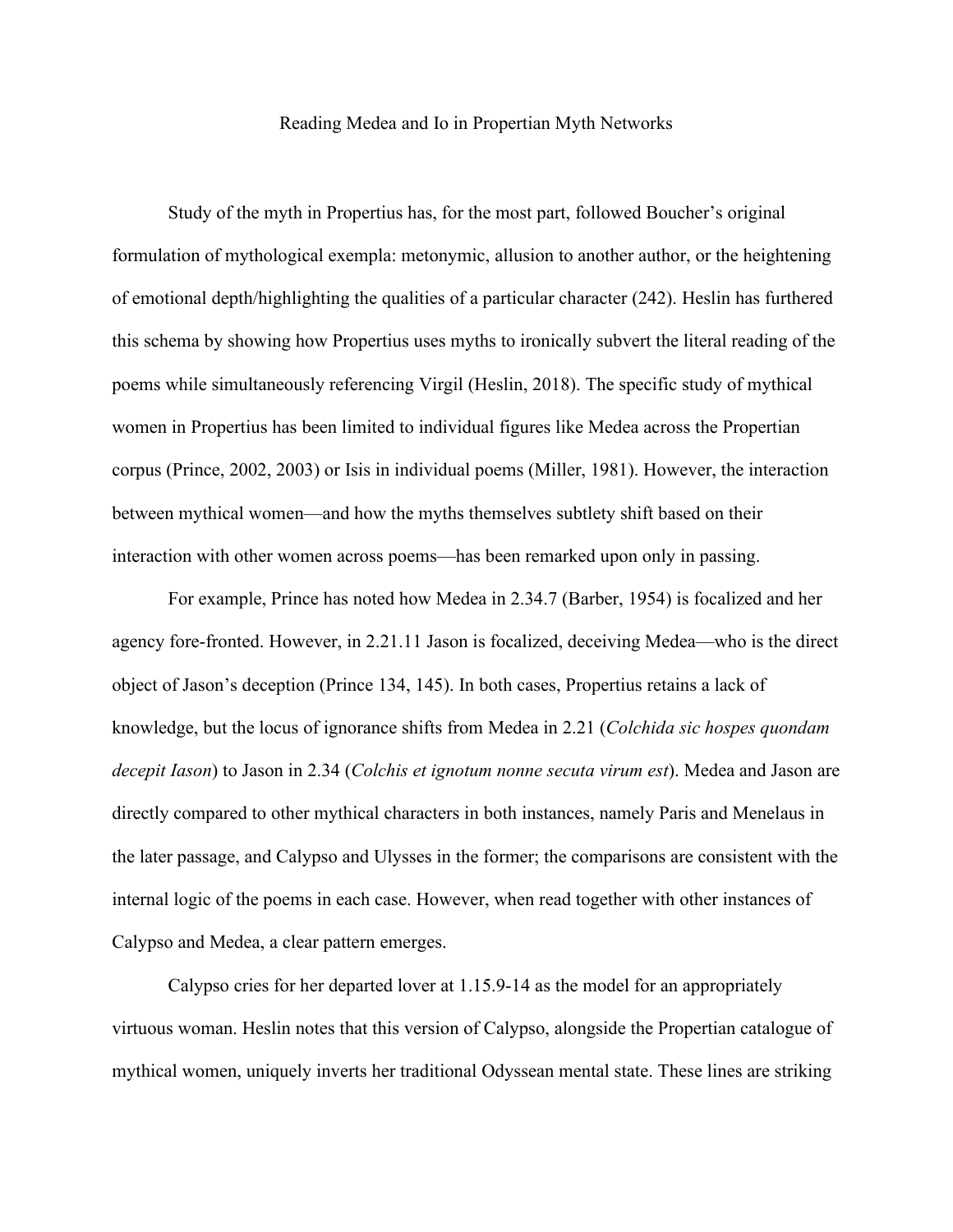# Reading Medea and Io in Propertian Myth Networks

Study of the myth in Propertius has, for the most part, followed Boucher's original formulation of mythological exempla: metonymic, allusion to another author, or the heightening of emotional depth/highlighting the qualities of a particular character (242). Heslin has furthered this schema by showing how Propertius uses myths to ironically subvert the literal reading of the poems while simultaneously referencing Virgil (Heslin, 2018). The specific study of mythical women in Propertius has been limited to individual figures like Medea across the Propertian corpus (Prince, 2002, 2003) or Isis in individual poems (Miller, 1981). However, the interaction between mythical women—and how the myths themselves subtlety shift based on their interaction with other women across poems—has been remarked upon only in passing.

For example, Prince has noted how Medea in 2.34.7 (Barber, 1954) is focalized and her agency fore-fronted. However, in 2.21.11 Jason is focalized, deceiving Medea—who is the direct object of Jason's deception (Prince 134, 145). In both cases, Propertius retains a lack of knowledge, but the locus of ignorance shifts from Medea in 2.21 (*Colchida sic hospes quondam decepit Iason*) to Jason in 2.34 (*Colchis et ignotum nonne secuta virum est*). Medea and Jason are directly compared to other mythical characters in both instances, namely Paris and Menelaus in the later passage, and Calypso and Ulysses in the former; the comparisons are consistent with the internal logic of the poems in each case. However, when read together with other instances of Calypso and Medea, a clear pattern emerges.

Calypso cries for her departed lover at 1.15.9-14 as the model for an appropriately virtuous woman. Heslin notes that this version of Calypso, alongside the Propertian catalogue of mythical women, uniquely inverts her traditional Odyssean mental state. These lines are striking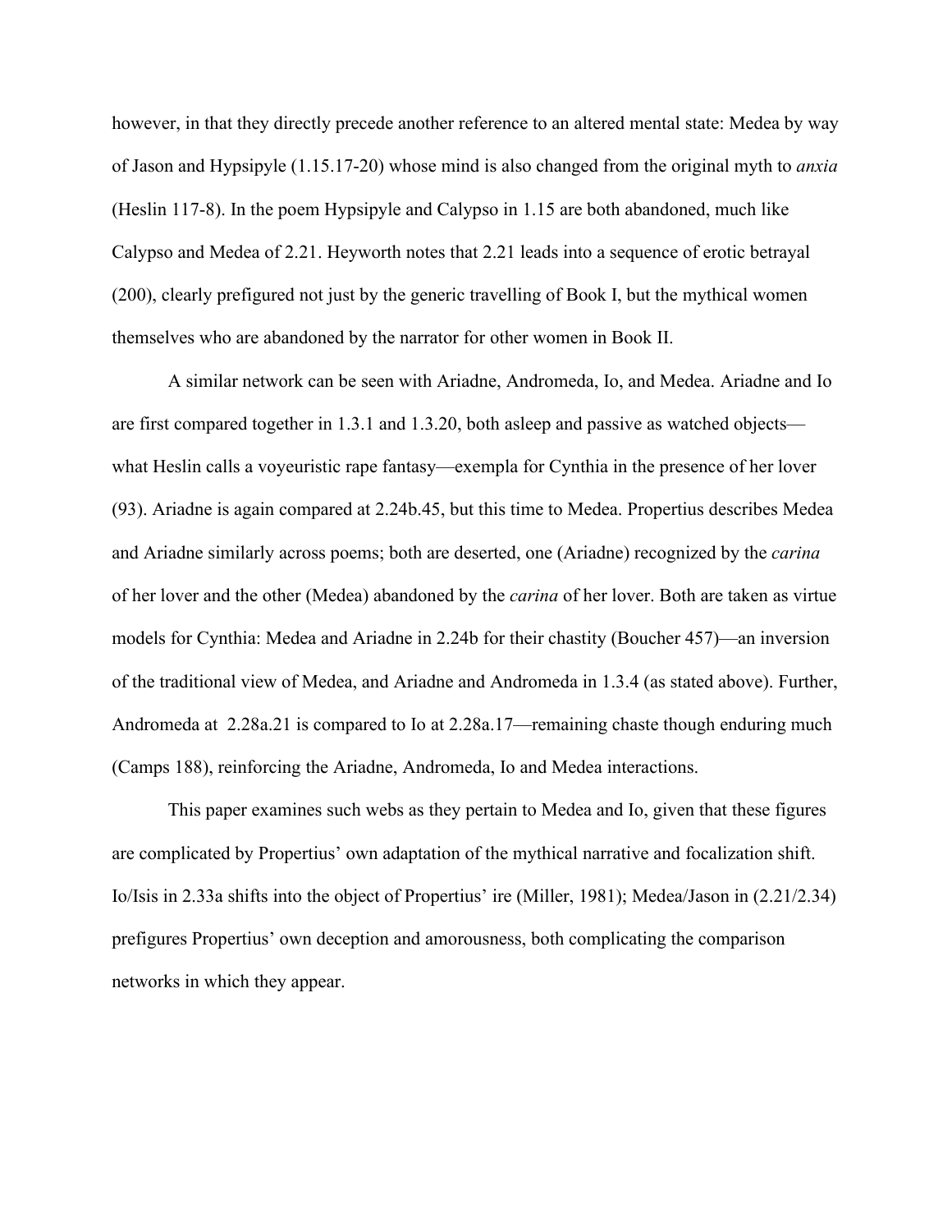however, in that they directly precede another reference to an altered mental state: Medea by way of Jason and Hypsipyle (1.15.17-20) whose mind is also changed from the original myth to *anxia* (Heslin 117-8). In the poem Hypsipyle and Calypso in 1.15 are both abandoned, much like Calypso and Medea of 2.21. Heyworth notes that 2.21 leads into a sequence of erotic betrayal (200), clearly prefigured not just by the generic travelling of Book I, but the mythical women themselves who are abandoned by the narrator for other women in Book II.

A similar network can be seen with Ariadne, Andromeda, Io, and Medea. Ariadne and Io are first compared together in 1.3.1 and 1.3.20, both asleep and passive as watched objects—what Heslin calls a voyeuristic rape fantasy—exempla for Cynthia in the presence of her lover (93). Ariadne is again compared at 2.24b.45, but this time to Medea. Propertius describes Medea and Ariadne similarly across poems; both are deserted, one (Ariadne) recognized by the *carina* of her lover and the other (Medea) abandoned by the *carina* of her lover. Both are taken as virtue models for Cynthia: Medea and Ariadne in 2.24b for their chastity (Boucher 457)—an inversion of the traditional view of Medea, and Ariadne and Andromeda in 1.3.4 (as stated above). Further, Andromeda at 2.28a.21 is compared to Io at 2.28a.17—remaining chaste though enduring much (Camps 188), reinforcing the Ariadne, Andromeda, Io and Medea interactions.

This paper examines such webs as they pertain to Medea and Io, given that these figures are complicated by Propertius' own adaptation of the mythical narrative and focalization shift. Io/Isis in 2.33a shifts into the object of Propertius' ire (Miller, 1981); Medea/Jason in (2.21/2.34) prefigures Propertius' own deception and amorousness, both complicating the comparison networks in which they appear.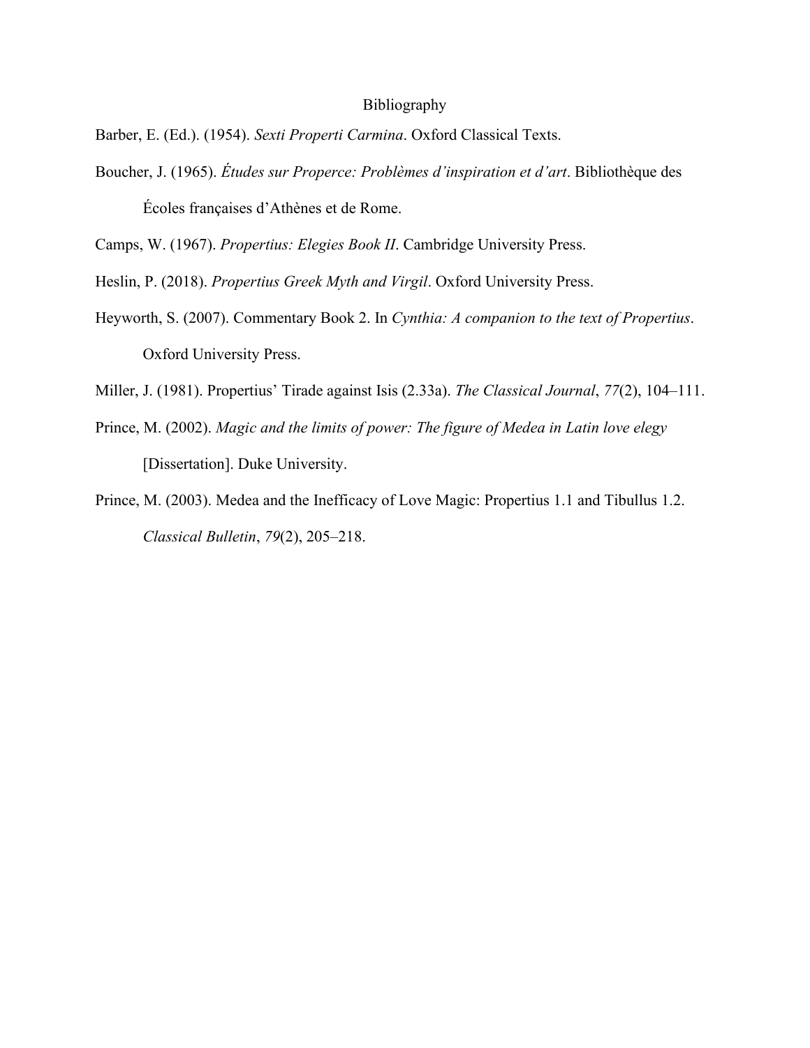# Bibliography

Barber, E. (Ed.). (1954). *Sexti Properti Carmina*. Oxford Classical Texts.

Boucher, J. (1965). *Études sur Properce: Problèmes d'inspiration et d'art*. Bibliothèque des Écoles françaises d'Athènes et de Rome.

Camps, W. (1967). *Propertius: Elegies Book II*. Cambridge University Press.

Heslin, P. (2018). *Propertius Greek Myth and Virgil*. Oxford University Press.

Heyworth, S. (2007). Commentary Book 2. In *Cynthia: A companion to the text of Propertius*. Oxford University Press.

Miller, J. (1981). Propertius' Tirade against Isis (2.33a). *The Classical Journal*, *77*(2), 104–111.

Prince, M. (2002). *Magic and the limits of power: The figure of Medea in Latin love elegy* [Dissertation]. Duke University.

Prince, M. (2003). Medea and the Inefficacy of Love Magic: Propertius 1.1 and Tibullus 1.2. *Classical Bulletin*, *79*(2), 205–218.